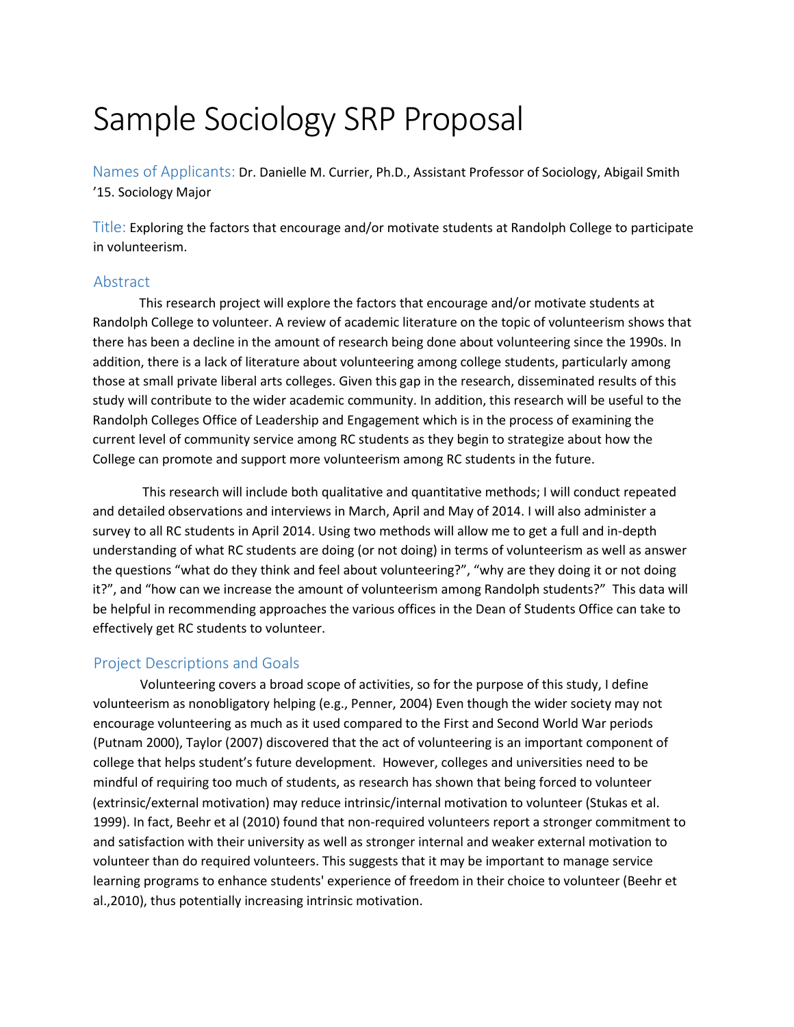# Sample Sociology SRP Proposal

**Names of Applicants:** Dr. Danielle M. Currier, Ph.D., Assistant Professor of Sociology, Abigail Smith '15. Sociology Major

**Title:** Exploring the factors that encourage and/or motivate students at Randolph College to participate in volunteerism.

## Abstract

This research project will explore the factors that encourage and/or motivate students at Randolph College to volunteer. A review of academic literature on the topic of volunteerism shows that there has been a decline in the amount of research being done about volunteering since the 1990s. In addition, there is a lack of literature about volunteering among college students, particularly among those at small private liberal arts colleges. Given this gap in the research, disseminated results of this study will contribute to the wider academic community. In addition, this research will be useful to the Randolph Colleges Office of Leadership and Engagement which is in the process of examining the current level of community service among RC students as they begin to strategize about how the College can promote and support more volunteerism among RC students in the future.

This research will include both qualitative and quantitative methods; I will conduct repeated and detailed observations and interviews in March, April and May of 2014. I will also administer a survey to all RC students in April 2014. Using two methods will allow me to get a full and in-depth understanding of what RC students are doing (or not doing) in terms of volunteerism as well as answer the questions "what do they think and feel about volunteering?", "why are they doing it or not doing it?", and "how can we increase the amount of volunteerism among Randolph students?" This data will be helpful in recommending approaches the various offices in the Dean of Students Office can take to effectively get RC students to volunteer.

## Project Descriptions and Goals

Volunteering covers a broad scope of activities, so for the purpose of this study, I define volunteerism as nonobligatory helping (e.g., Penner, 2004) Even though the wider society may not encourage volunteering as much as it used compared to the First and Second World War periods (Putnam 2000), Taylor (2007) discovered that the act of volunteering is an important component of college that helps student's future development. However, colleges and universities need to be mindful of requiring too much of students, as research has shown that being forced to volunteer (extrinsic/external motivation) may reduce intrinsic/internal motivation to volunteer (Stukas et al. 1999). In fact, Beehr et al (2010) found that non-required volunteers report a stronger commitment to and satisfaction with their university as well as stronger internal and weaker external motivation to volunteer than do required volunteers. This suggests that it may be important to manage service learning programs to enhance students' experience of freedom in their choice to volunteer (Beehr et al.,2010), thus potentially increasing intrinsic motivation.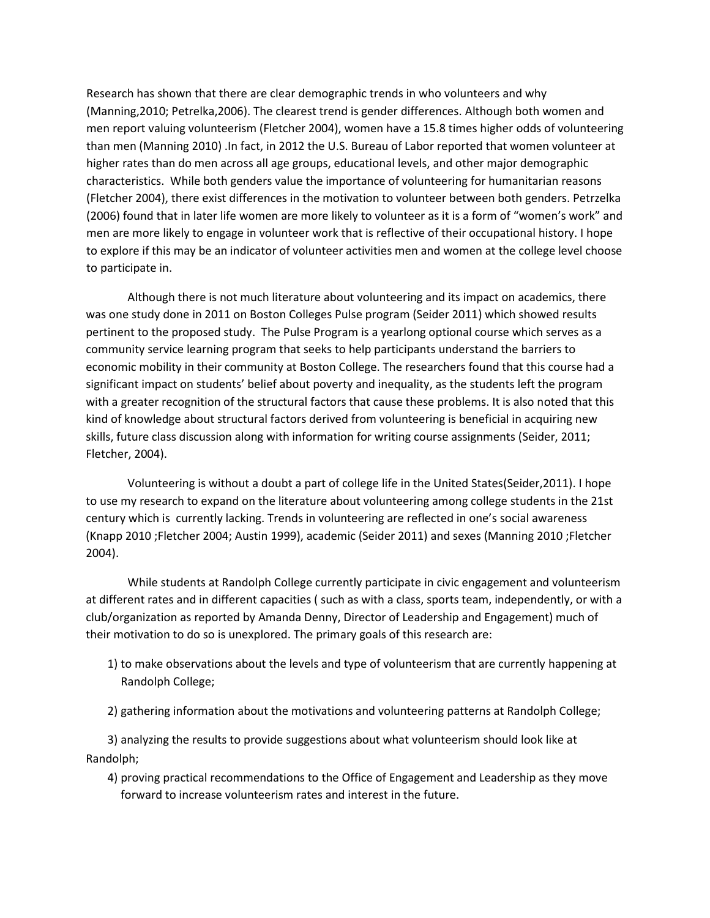Research has shown that there are clear demographic trends in who volunteers and why (Manning,2010; Petrelka,2006). The clearest trend is gender differences. Although both women and men report valuing volunteerism (Fletcher 2004), women have a 15.8 times higher odds of volunteering than men (Manning 2010) .In fact, in 2012 the U.S. Bureau of Labor reported that women volunteer at higher rates than do men across all age groups, educational levels, and other major demographic characteristics. While both genders value the importance of volunteering for humanitarian reasons (Fletcher 2004), there exist differences in the motivation to volunteer between both genders. Petrzelka (2006) found that in later life women are more likely to volunteer as it is a form of "women's work" and men are more likely to engage in volunteer work that is reflective of their occupational history. I hope to explore if this may be an indicator of volunteer activities men and women at the college level choose to participate in.

Although there is not much literature about volunteering and its impact on academics, there was one study done in 2011 on Boston Colleges Pulse program (Seider 2011) which showed results pertinent to the proposed study. The Pulse Program is a yearlong optional course which serves as a community service learning program that seeks to help participants understand the barriers to economic mobility in their community at Boston College. The researchers found that this course had a significant impact on students' belief about poverty and inequality, as the students left the program with a greater recognition of the structural factors that cause these problems. It is also noted that this kind of knowledge about structural factors derived from volunteering is beneficial in acquiring new skills, future class discussion along with information for writing course assignments (Seider, 2011; Fletcher, 2004).

Volunteering is without a doubt a part of college life in the United States(Seider,2011). I hope to use my research to expand on the literature about volunteering among college students in the 21st century which is currently lacking. Trends in volunteering are reflected in one's social awareness (Knapp 2010 ;Fletcher 2004; Austin 1999), academic (Seider 2011) and sexes (Manning 2010 ;Fletcher 2004).

While students at Randolph College currently participate in civic engagement and volunteerism at different rates and in different capacities ( such as with a class, sports team, independently, or with a club/organization as reported by Amanda Denny, Director of Leadership and Engagement) much of their motivation to do so is unexplored. The primary goals of this research are:

1) to make observations about the levels and type of volunteerism that are currently happening at Randolph College;

2) gathering information about the motivations and volunteering patterns at Randolph College;

3) analyzing the results to provide suggestions about what volunteerism should look like at Randolph;

4) proving practical recommendations to the Office of Engagement and Leadership as they move forward to increase volunteerism rates and interest in the future.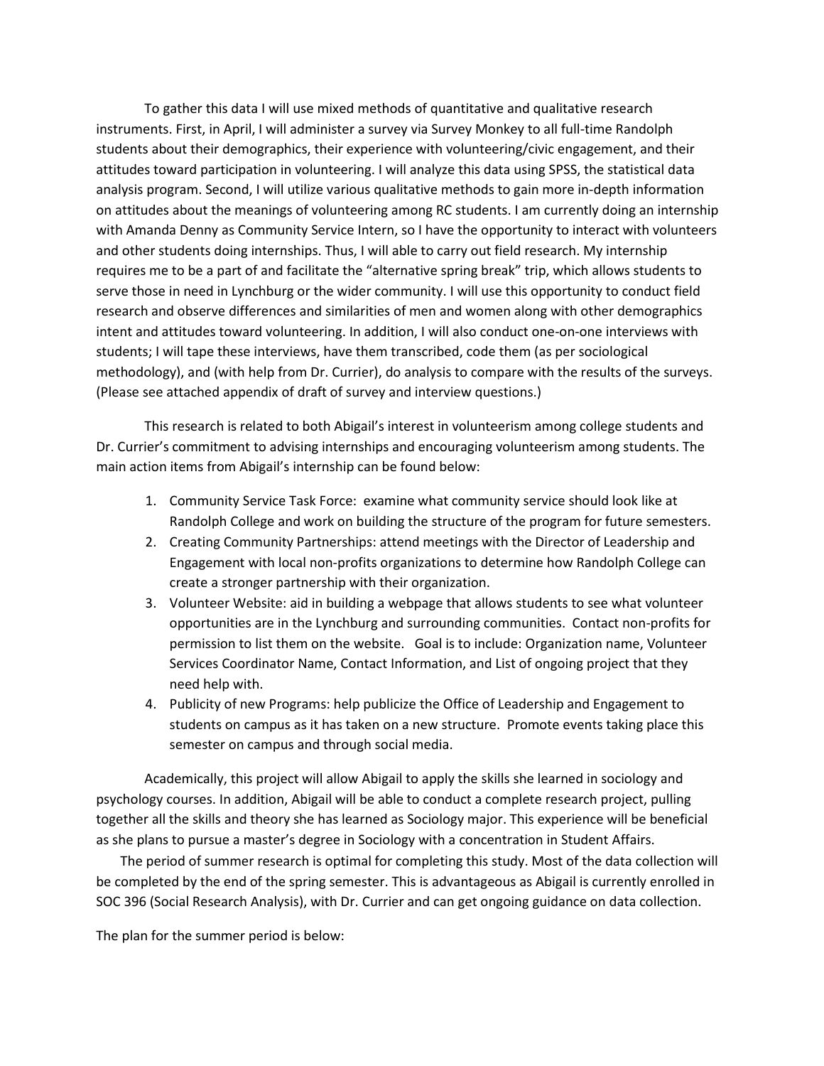To gather this data I will use mixed methods of quantitative and qualitative research instruments. First, in April, I will administer a survey via Survey Monkey to all full-time Randolph students about their demographics, their experience with volunteering/civic engagement, and their attitudes toward participation in volunteering. I will analyze this data using SPSS, the statistical data analysis program. Second, I will utilize various qualitative methods to gain more in-depth information on attitudes about the meanings of volunteering among RC students. I am currently doing an internship with Amanda Denny as Community Service Intern, so I have the opportunity to interact with volunteers and other students doing internships. Thus, I will able to carry out field research. My internship requires me to be a part of and facilitate the "alternative spring break" trip, which allows students to serve those in need in Lynchburg or the wider community. I will use this opportunity to conduct field research and observe differences and similarities of men and women along with other demographics intent and attitudes toward volunteering. In addition, I will also conduct one-on-one interviews with students; I will tape these interviews, have them transcribed, code them (as per sociological methodology), and (with help from Dr. Currier), do analysis to compare with the results of the surveys. (Please see attached appendix of draft of survey and interview questions.)

This research is related to both Abigail's interest in volunteerism among college students and Dr. Currier's commitment to advising internships and encouraging volunteerism among students. The main action items from Abigail's internship can be found below:

1. Community Service Task Force: examine what community service should look like at Randolph College and work on building the structure of the program for future semesters.
2. Creating Community Partnerships: attend meetings with the Director of Leadership and Engagement with local non-profits organizations to determine how Randolph College can create a stronger partnership with their organization.
3. Volunteer Website: aid in building a webpage that allows students to see what volunteer opportunities are in the Lynchburg and surrounding communities. Contact non-profits for permission to list them on the website. Goal is to include: Organization name, Volunteer Services Coordinator Name, Contact Information, and List of ongoing project that they need help with.
4. Publicity of new Programs: help publicize the Office of Leadership and Engagement to students on campus as it has taken on a new structure. Promote events taking place this semester on campus and through social media.

Academically, this project will allow Abigail to apply the skills she learned in sociology and psychology courses. In addition, Abigail will be able to conduct a complete research project, pulling together all the skills and theory she has learned as Sociology major. This experience will be beneficial as she plans to pursue a master's degree in Sociology with a concentration in Student Affairs.

The period of summer research is optimal for completing this study. Most of the data collection will be completed by the end of the spring semester. This is advantageous as Abigail is currently enrolled in SOC 396 (Social Research Analysis), with Dr. Currier and can get ongoing guidance on data collection.

The plan for the summer period is below: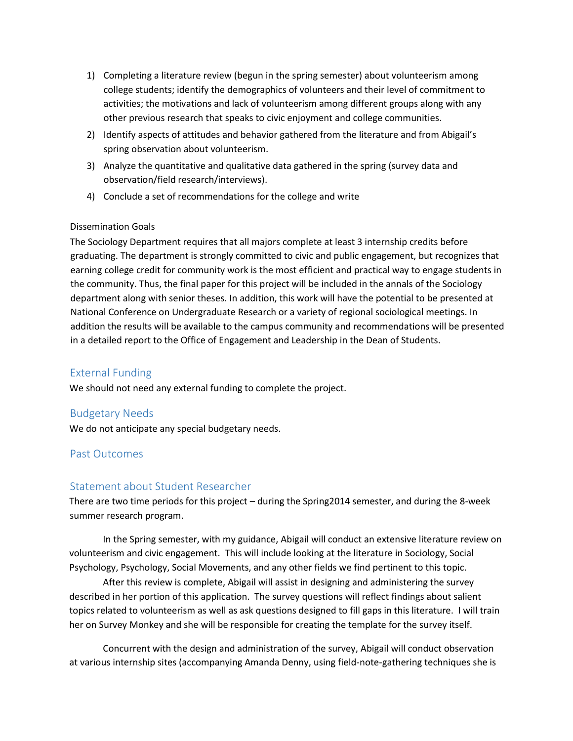1) Completing a literature review (begun in the spring semester) about volunteerism among college students; identify the demographics of volunteers and their level of commitment to activities; the motivations and lack of volunteerism among different groups along with any other previous research that speaks to civic enjoyment and college communities.
2) Identify aspects of attitudes and behavior gathered from the literature and from Abigail's spring observation about volunteerism.
3) Analyze the quantitative and qualitative data gathered in the spring (survey data and observation/field research/interviews).
4) Conclude a set of recommendations for the college and write

Dissemination Goals

The Sociology Department requires that all majors complete at least 3 internship credits before graduating. The department is strongly committed to civic and public engagement, but recognizes that earning college credit for community work is the most efficient and practical way to engage students in the community. Thus, the final paper for this project will be included in the annals of the Sociology department along with senior theses. In addition, this work will have the potential to be presented at National Conference on Undergraduate Research or a variety of regional sociological meetings. In addition the results will be available to the campus community and recommendations will be presented in a detailed report to the Office of Engagement and Leadership in the Dean of Students.

## External Funding

We should not need any external funding to complete the project.

## Budgetary Needs

We do not anticipate any special budgetary needs.

## Past Outcomes

## Statement about Student Researcher

There are two time periods for this project – during the Spring2014 semester, and during the 8-week summer research program.

In the Spring semester, with my guidance, Abigail will conduct an extensive literature review on volunteerism and civic engagement. This will include looking at the literature in Sociology, Social Psychology, Psychology, Social Movements, and any other fields we find pertinent to this topic.

After this review is complete, Abigail will assist in designing and administering the survey described in her portion of this application. The survey questions will reflect findings about salient topics related to volunteerism as well as ask questions designed to fill gaps in this literature. I will train her on Survey Monkey and she will be responsible for creating the template for the survey itself.

Concurrent with the design and administration of the survey, Abigail will conduct observation at various internship sites (accompanying Amanda Denny, using field-note-gathering techniques she is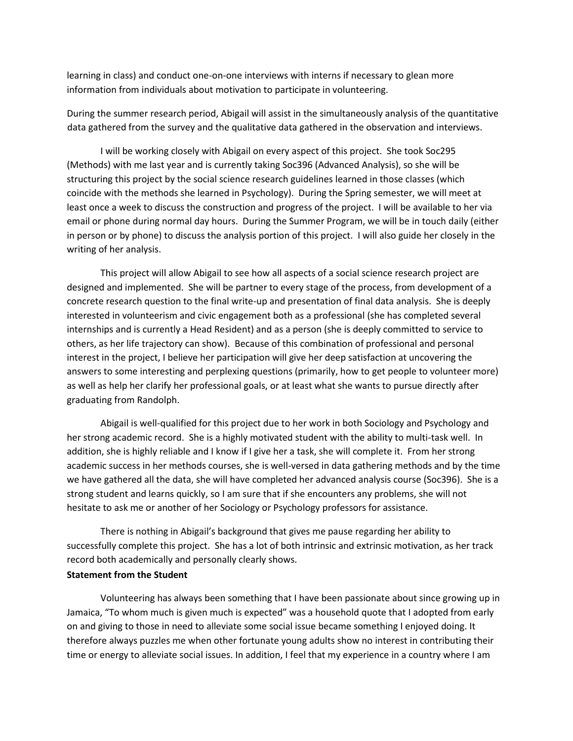learning in class) and conduct one-on-one interviews with interns if necessary to glean more information from individuals about motivation to participate in volunteering.

During the summer research period, Abigail will assist in the simultaneously analysis of the quantitative data gathered from the survey and the qualitative data gathered in the observation and interviews.

I will be working closely with Abigail on every aspect of this project. She took Soc295 (Methods) with me last year and is currently taking Soc396 (Advanced Analysis), so she will be structuring this project by the social science research guidelines learned in those classes (which coincide with the methods she learned in Psychology). During the Spring semester, we will meet at least once a week to discuss the construction and progress of the project. I will be available to her via email or phone during normal day hours. During the Summer Program, we will be in touch daily (either in person or by phone) to discuss the analysis portion of this project. I will also guide her closely in the writing of her analysis.

This project will allow Abigail to see how all aspects of a social science research project are designed and implemented. She will be partner to every stage of the process, from development of a concrete research question to the final write-up and presentation of final data analysis. She is deeply interested in volunteerism and civic engagement both as a professional (she has completed several internships and is currently a Head Resident) and as a person (she is deeply committed to service to others, as her life trajectory can show). Because of this combination of professional and personal interest in the project, I believe her participation will give her deep satisfaction at uncovering the answers to some interesting and perplexing questions (primarily, how to get people to volunteer more) as well as help her clarify her professional goals, or at least what she wants to pursue directly after graduating from Randolph.

Abigail is well-qualified for this project due to her work in both Sociology and Psychology and her strong academic record. She is a highly motivated student with the ability to multi-task well. In addition, she is highly reliable and I know if I give her a task, she will complete it. From her strong academic success in her methods courses, she is well-versed in data gathering methods and by the time we have gathered all the data, she will have completed her advanced analysis course (Soc396). She is a strong student and learns quickly, so I am sure that if she encounters any problems, she will not hesitate to ask me or another of her Sociology or Psychology professors for assistance.

There is nothing in Abigail's background that gives me pause regarding her ability to successfully complete this project. She has a lot of both intrinsic and extrinsic motivation, as her track record both academically and personally clearly shows.

**Statement from the Student**

Volunteering has always been something that I have been passionate about since growing up in Jamaica, "To whom much is given much is expected" was a household quote that I adopted from early on and giving to those in need to alleviate some social issue became something I enjoyed doing. It therefore always puzzles me when other fortunate young adults show no interest in contributing their time or energy to alleviate social issues. In addition, I feel that my experience in a country where I am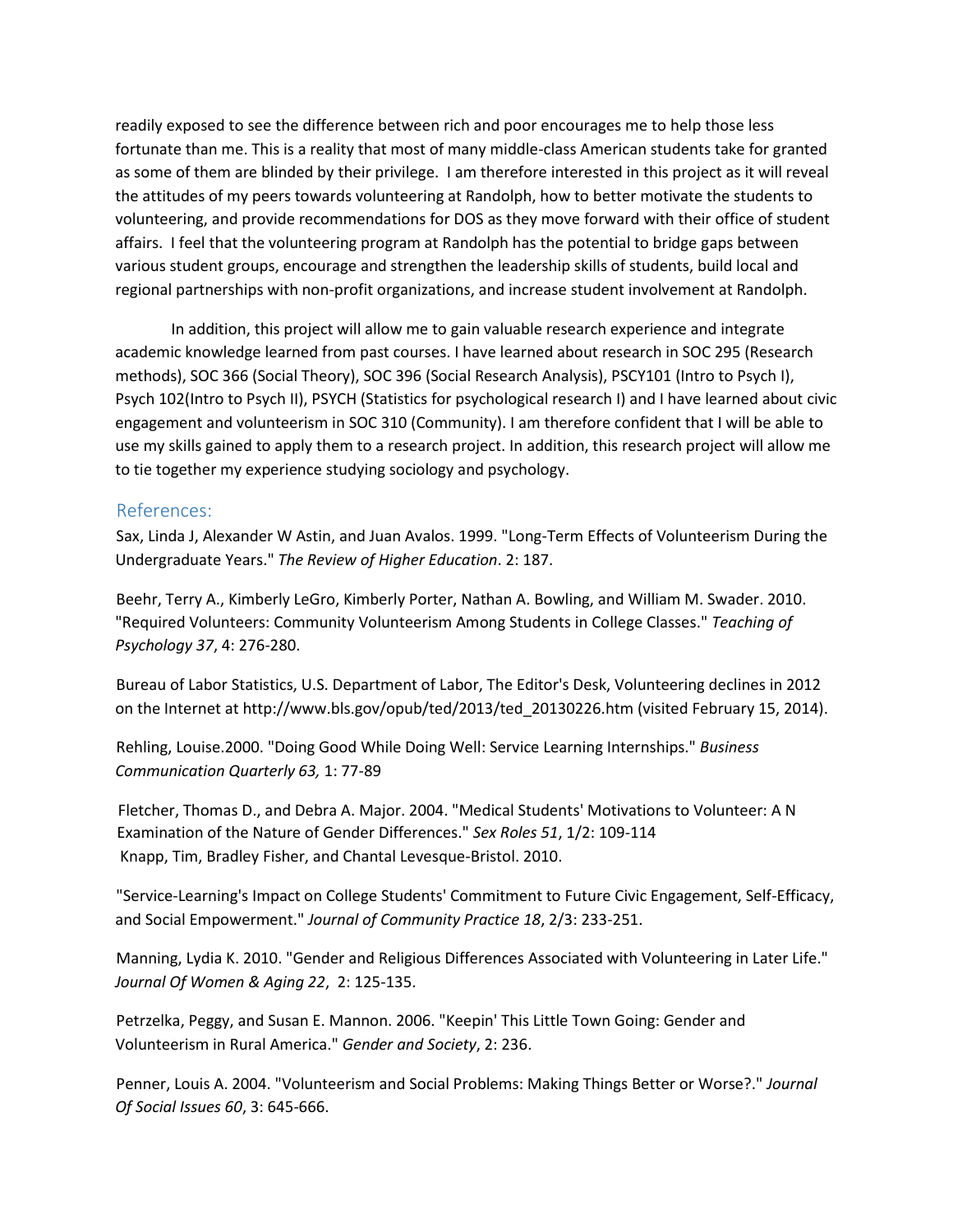readily exposed to see the difference between rich and poor encourages me to help those less fortunate than me. This is a reality that most of many middle-class American students take for granted as some of them are blinded by their privilege. I am therefore interested in this project as it will reveal the attitudes of my peers towards volunteering at Randolph, how to better motivate the students to volunteering, and provide recommendations for DOS as they move forward with their office of student affairs. I feel that the volunteering program at Randolph has the potential to bridge gaps between various student groups, encourage and strengthen the leadership skills of students, build local and regional partnerships with non-profit organizations, and increase student involvement at Randolph.

In addition, this project will allow me to gain valuable research experience and integrate academic knowledge learned from past courses. I have learned about research in SOC 295 (Research methods), SOC 366 (Social Theory), SOC 396 (Social Research Analysis), PSCY101 (Intro to Psych I), Psych 102(Intro to Psych II), PSYCH (Statistics for psychological research I) and I have learned about civic engagement and volunteerism in SOC 310 (Community). I am therefore confident that I will be able to use my skills gained to apply them to a research project. In addition, this research project will allow me to tie together my experience studying sociology and psychology.

## References:

Sax, Linda J, Alexander W Astin, and Juan Avalos. 1999. "Long-Term Effects of Volunteerism During the Undergraduate Years." *The Review of Higher Education*. 2: 187.

Beehr, Terry A., Kimberly LeGro, Kimberly Porter, Nathan A. Bowling, and William M. Swader. 2010. "Required Volunteers: Community Volunteerism Among Students in College Classes." *Teaching of Psychology 37*, 4: 276-280.

Bureau of Labor Statistics, U.S. Department of Labor, The Editor's Desk, Volunteering declines in 2012 on the Internet at http://www.bls.gov/opub/ted/2013/ted_20130226.htm (visited February 15, 2014).

Rehling, Louise.2000. "Doing Good While Doing Well: Service Learning Internships." *Business Communication Quarterly 63,* 1: 77-89

Fletcher, Thomas D., and Debra A. Major. 2004. "Medical Students' Motivations to Volunteer: A N Examination of the Nature of Gender Differences." *Sex Roles 51*, 1/2: 109-114
Knapp, Tim, Bradley Fisher, and Chantal Levesque-Bristol. 2010.

"Service-Learning's Impact on College Students' Commitment to Future Civic Engagement, Self-Efficacy, and Social Empowerment." *Journal of Community Practice 18*, 2/3: 233-251.

Manning, Lydia K. 2010. "Gender and Religious Differences Associated with Volunteering in Later Life." *Journal Of Women & Aging 22*, 2: 125-135.

Petrzelka, Peggy, and Susan E. Mannon. 2006. "Keepin' This Little Town Going: Gender and Volunteerism in Rural America." *Gender and Society*, 2: 236.

Penner, Louis A. 2004. "Volunteerism and Social Problems: Making Things Better or Worse?." *Journal Of Social Issues 60*, 3: 645-666.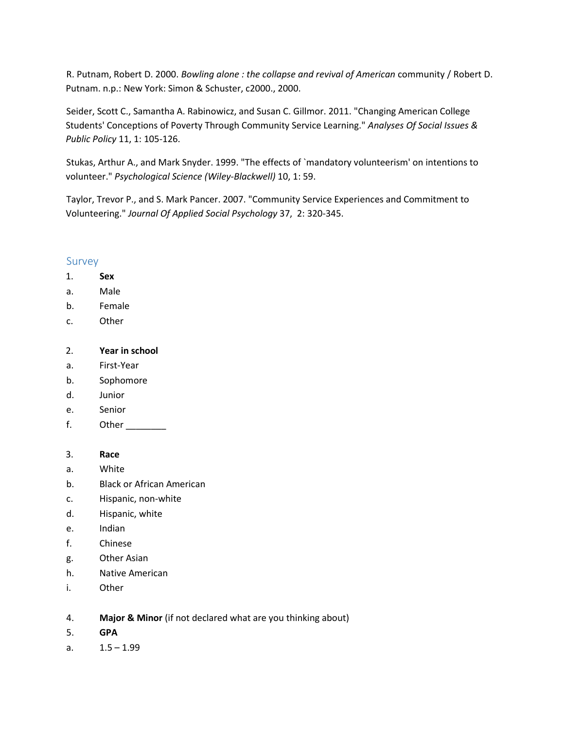R. Putnam, Robert D. 2000. *Bowling alone : the collapse and revival of American* community / Robert D. Putnam. n.p.: New York: Simon & Schuster, c2000., 2000.

Seider, Scott C., Samantha A. Rabinowicz, and Susan C. Gillmor. 2011. "Changing American College Students' Conceptions of Poverty Through Community Service Learning." *Analyses Of Social Issues & Public Policy* 11, 1: 105-126.

Stukas, Arthur A., and Mark Snyder. 1999. "The effects of `mandatory volunteerism' on intentions to volunteer." *Psychological Science (Wiley-Blackwell)* 10, 1: 59.

Taylor, Trevor P., and S. Mark Pancer. 2007. "Community Service Experiences and Commitment to Volunteering." *Journal Of Applied Social Psychology* 37, 2: 320-345.

## Survey

1. **Sex**

a. Male
b. Female
c. Other

2. **Year in school**

a. First-Year
b. Sophomore
d. Junior
e. Senior
f. Other ________

3. **Race**

a. White
b. Black or African American
c. Hispanic, non-white
d. Hispanic, white
e. Indian
f. Chinese
g. Other Asian
h. Native American
i. Other

4. **Major & Minor** (if not declared what are you thinking about)

5. **GPA**

a. 1.5 – 1.99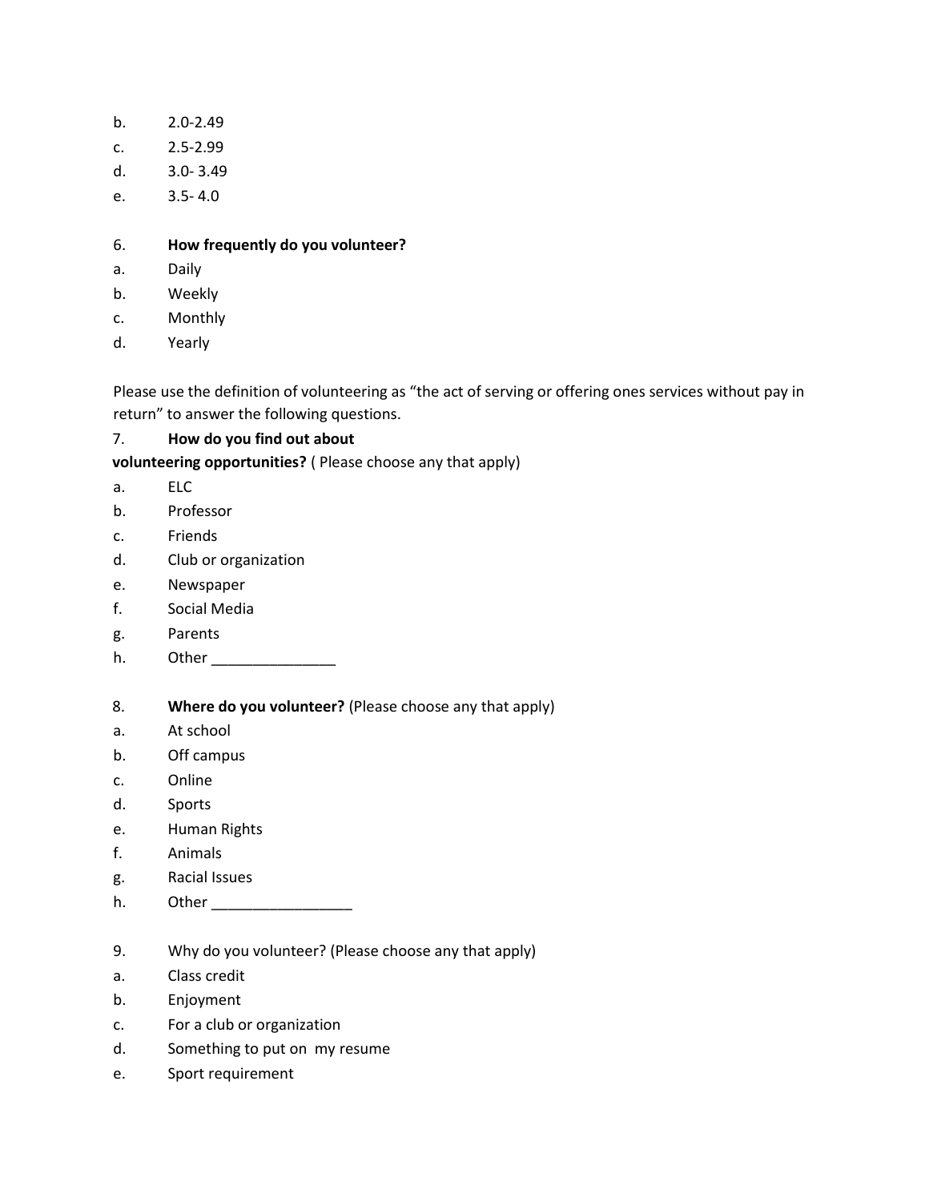b. 2.0-2.49
c. 2.5-2.99
d. 3.0- 3.49
e. 3.5- 4.0

6. **How frequently do you volunteer?**

a. Daily
b. Weekly
c. Monthly
d. Yearly

Please use the definition of volunteering as "the act of serving or offering ones services without pay in return" to answer the following questions.

7. **How do you find out about volunteering opportunities?** ( Please choose any that apply)

a. ELC
b. Professor
c. Friends
d. Club or organization
e. Newspaper
f. Social Media
g. Parents
h. Other _______________

8. **Where do you volunteer?** (Please choose any that apply)

a. At school
b. Off campus
c. Online
d. Sports
e. Human Rights
f. Animals
g. Racial Issues
h. Other _________________

9. Why do you volunteer? (Please choose any that apply)

a. Class credit
b. Enjoyment
c. For a club or organization
d. Something to put on my resume
e. Sport requirement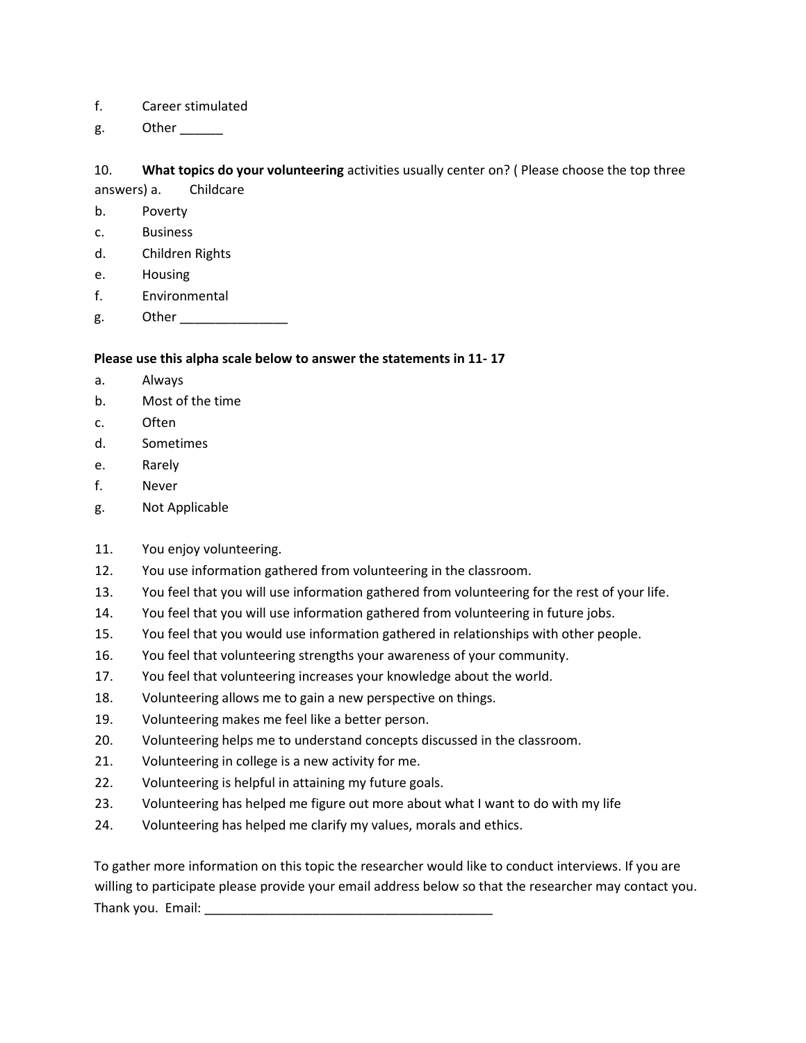f. Career stimulated

g. Other ______

10. **What topics do your volunteering** activities usually center on? ( Please choose the top three answers) a. Childcare

b. Poverty

c. Business

d. Children Rights

e. Housing

f. Environmental

g. Other _______________

**Please use this alpha scale below to answer the statements in 11- 17**

a. Always

b. Most of the time

c. Often

d. Sometimes

e. Rarely

f. Never

g. Not Applicable

11. You enjoy volunteering.
12. You use information gathered from volunteering in the classroom.
13. You feel that you will use information gathered from volunteering for the rest of your life.
14. You feel that you will use information gathered from volunteering in future jobs.
15. You feel that you would use information gathered in relationships with other people.
16. You feel that volunteering strengths your awareness of your community.
17. You feel that volunteering increases your knowledge about the world.
18. Volunteering allows me to gain a new perspective on things.
19. Volunteering makes me feel like a better person.
20. Volunteering helps me to understand concepts discussed in the classroom.
21. Volunteering in college is a new activity for me.
22. Volunteering is helpful in attaining my future goals.
23. Volunteering has helped me figure out more about what I want to do with my life
24. Volunteering has helped me clarify my values, morals and ethics.

To gather more information on this topic the researcher would like to conduct interviews. If you are willing to participate please provide your email address below so that the researcher may contact you. Thank you. Email: ________________________________________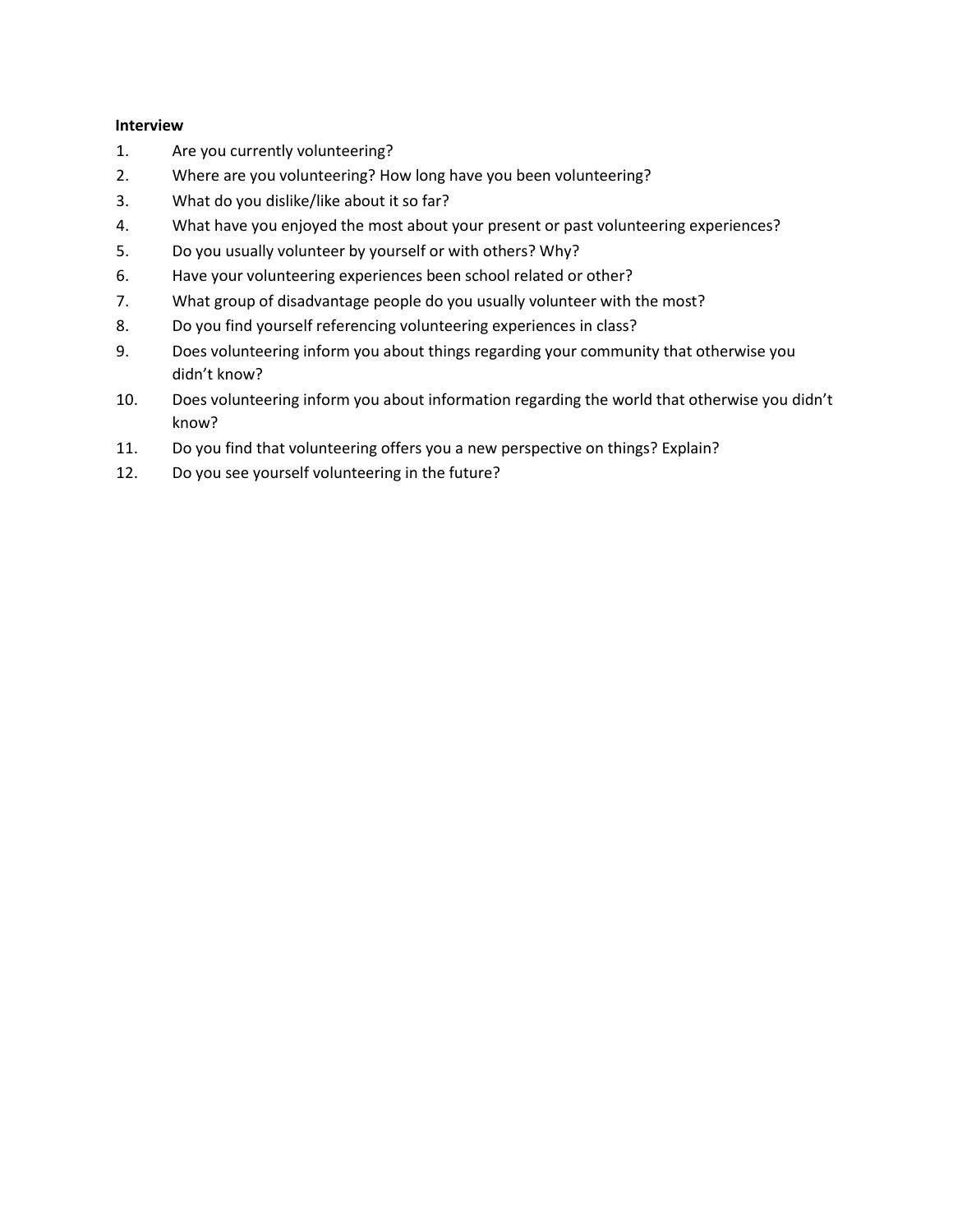**Interview**

1. Are you currently volunteering?
2. Where are you volunteering? How long have you been volunteering?
3. What do you dislike/like about it so far?
4. What have you enjoyed the most about your present or past volunteering experiences?
5. Do you usually volunteer by yourself or with others? Why?
6. Have your volunteering experiences been school related or other?
7. What group of disadvantage people do you usually volunteer with the most?
8. Do you find yourself referencing volunteering experiences in class?
9. Does volunteering inform you about things regarding your community that otherwise you didn't know?
10. Does volunteering inform you about information regarding the world that otherwise you didn't know?
11. Do you find that volunteering offers you a new perspective on things? Explain?
12. Do you see yourself volunteering in the future?